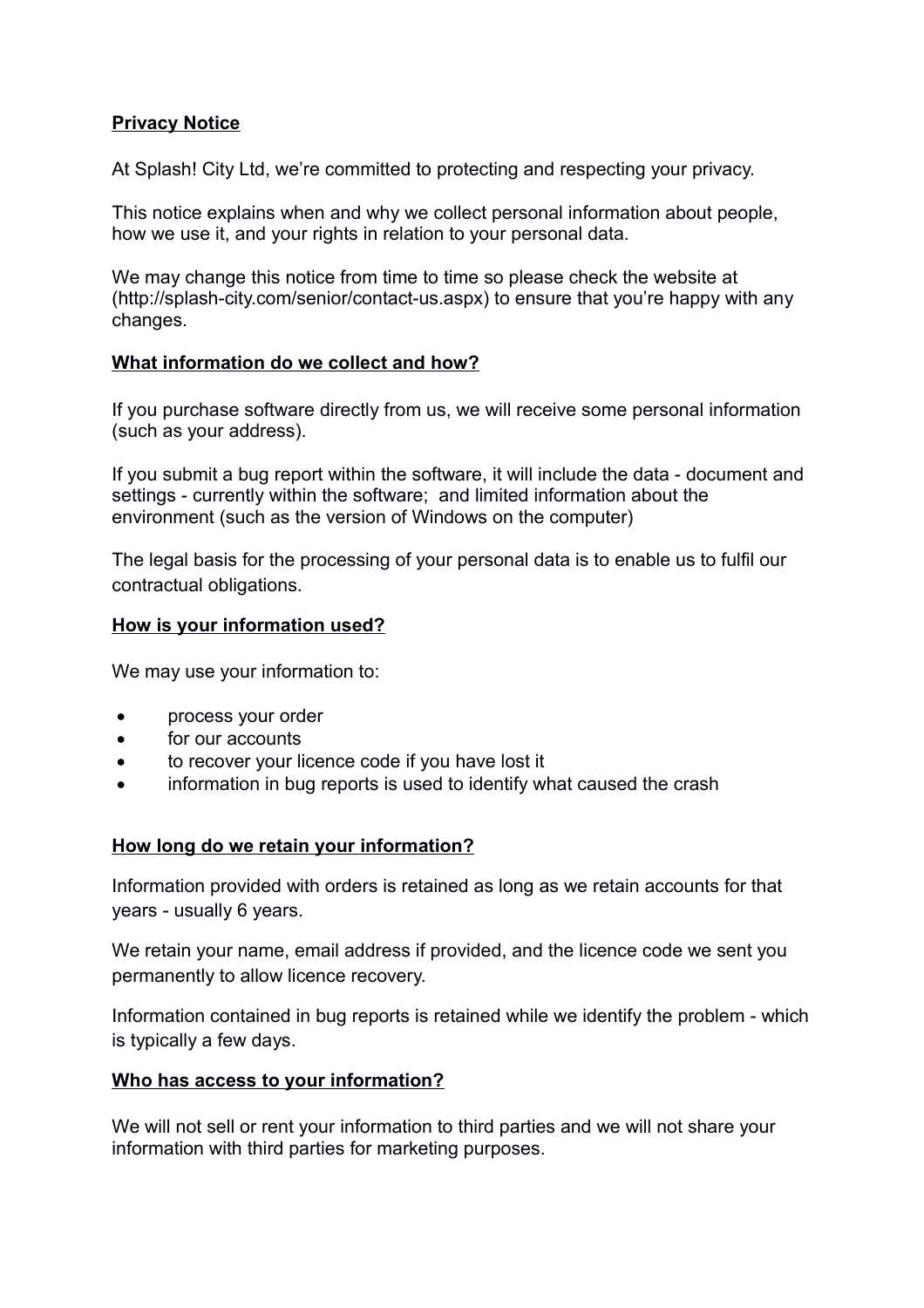## Privacy Notice

At Splash! City Ltd, we're committed to protecting and respecting your privacy.

This notice explains when and why we collect personal information about people, how we use it, and your rights in relation to your personal data.

We may change this notice from time to time so please check the website at (http://splash-city.com/senior/contact-us.aspx) to ensure that you're happy with any changes.

### What information do we collect and how?

If you purchase software directly from us, we will receive some personal information (such as your address).

If you submit a bug report within the software, it will include the data - document and settings - currently within the software;  and limited information about the environment (such as the version of Windows on the computer)

The legal basis for the processing of your personal data is to enable us to fulfil our contractual obligations.

### How is your information used?

We may use your information to:

- process your order
- for our accounts
- to recover your licence code if you have lost it
- information in bug reports is used to identify what caused the crash

### How long do we retain your information?

Information provided with orders is retained as long as we retain accounts for that years - usually 6 years.

We retain your name, email address if provided, and the licence code we sent you permanently to allow licence recovery.

Information contained in bug reports is retained while we identify the problem - which is typically a few days.

### Who has access to your information?

We will not sell or rent your information to third parties and we will not share your information with third parties for marketing purposes.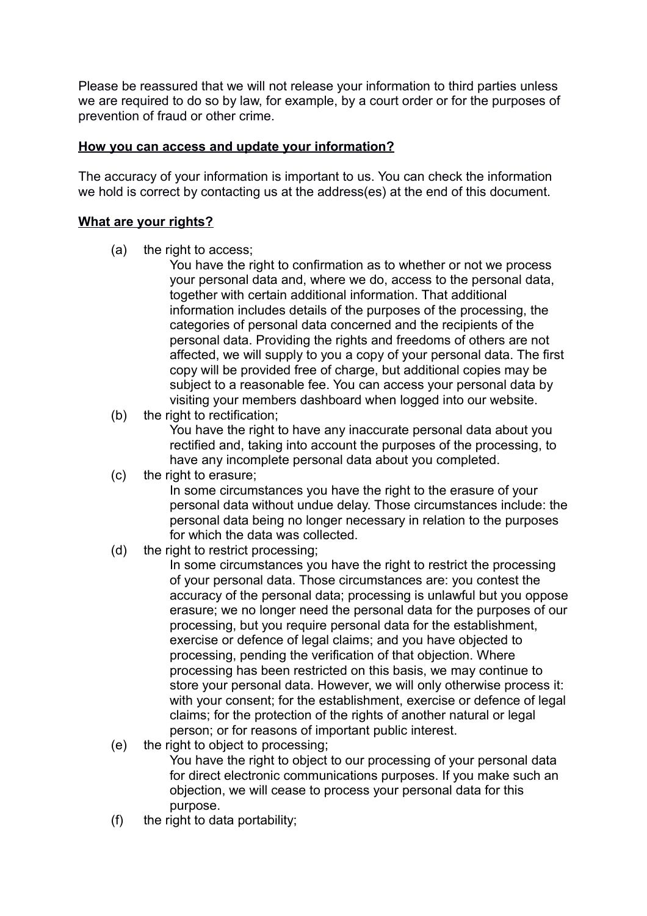Please be reassured that we will not release your information to third parties unless we are required to do so by law, for example, by a court order or for the purposes of prevention of fraud or other crime.

## How you can access and update your information?

The accuracy of your information is important to us. You can check the information we hold is correct by contacting us at the address(es) at the end of this document.

## What are your rights?

(a) the right to access;

You have the right to confirmation as to whether or not we process your personal data and, where we do, access to the personal data, together with certain additional information. That additional information includes details of the purposes of the processing, the categories of personal data concerned and the recipients of the personal data. Providing the rights and freedoms of others are not affected, we will supply to you a copy of your personal data. The first copy will be provided free of charge, but additional copies may be subject to a reasonable fee. You can access your personal data by visiting your members dashboard when logged into our website.

(b) the right to rectification;

You have the right to have any inaccurate personal data about you rectified and, taking into account the purposes of the processing, to have any incomplete personal data about you completed.

(c) the right to erasure;

In some circumstances you have the right to the erasure of your personal data without undue delay. Those circumstances include: the personal data being no longer necessary in relation to the purposes for which the data was collected.

(d) the right to restrict processing;

In some circumstances you have the right to restrict the processing of your personal data. Those circumstances are: you contest the accuracy of the personal data; processing is unlawful but you oppose erasure; we no longer need the personal data for the purposes of our processing, but you require personal data for the establishment, exercise or defence of legal claims; and you have objected to processing, pending the verification of that objection. Where processing has been restricted on this basis, we may continue to store your personal data. However, we will only otherwise process it: with your consent; for the establishment, exercise or defence of legal claims; for the protection of the rights of another natural or legal person; or for reasons of important public interest.

(e) the right to object to processing;

You have the right to object to our processing of your personal data for direct electronic communications purposes. If you make such an objection, we will cease to process your personal data for this purpose.

(f) the right to data portability;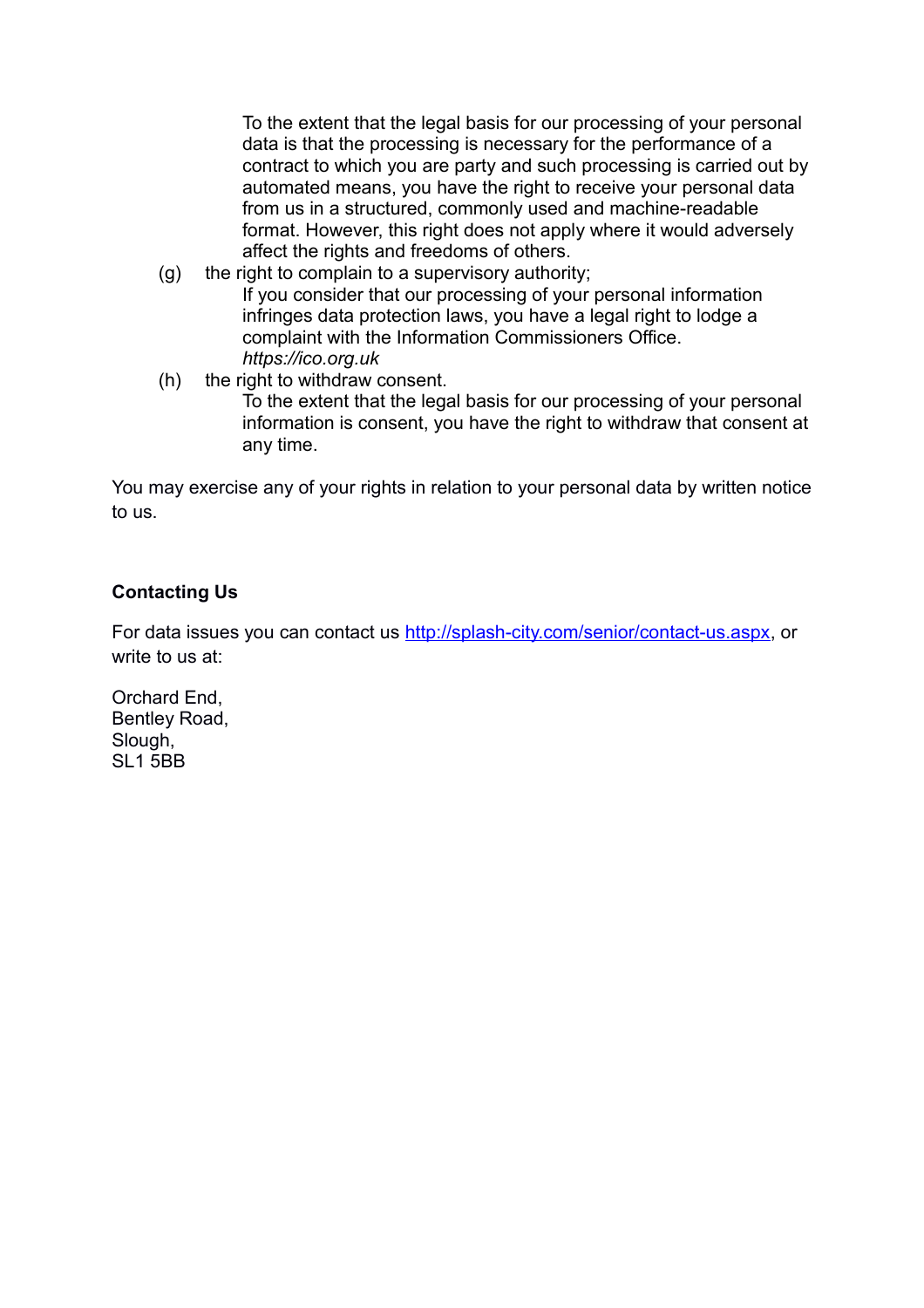To the extent that the legal basis for our processing of your personal data is that the processing is necessary for the performance of a contract to which you are party and such processing is carried out by automated means, you have the right to receive your personal data from us in a structured, commonly used and machine-readable format. However, this right does not apply where it would adversely affect the rights and freedoms of others.

(g) the right to complain to a supervisory authority;

If you consider that our processing of your personal information infringes data protection laws, you have a legal right to lodge a complaint with the Information Commissioners Office. *https://ico.org.uk*

(h) the right to withdraw consent.

To the extent that the legal basis for our processing of your personal information is consent, you have the right to withdraw that consent at any time.

You may exercise any of your rights in relation to your personal data by written notice to us.

**Contacting Us**

For data issues you can contact us [http://splash-city.com/senior/contact-us.aspx](http://splash-city.com/senior/contact-us.aspx), or write to us at:

Orchard End,
Bentley Road,
Slough,
SL1 5BB